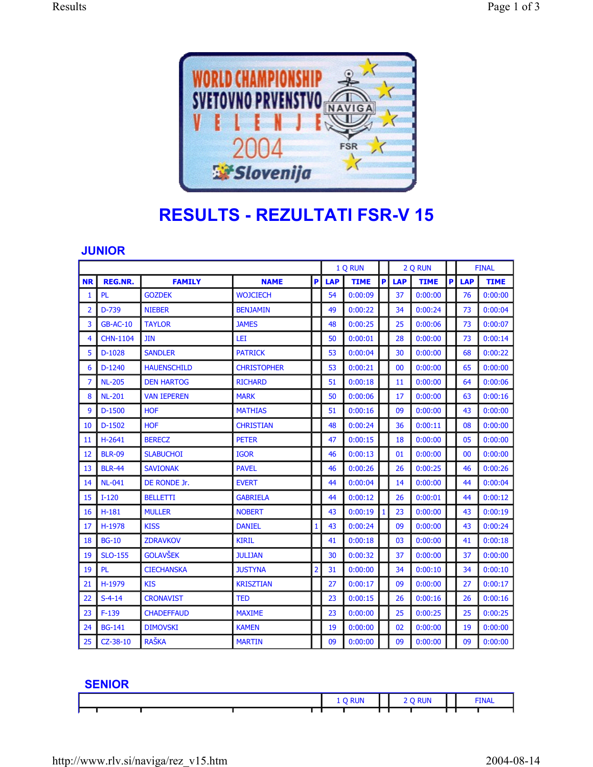# RESULTS - REZULTATI FSR-V 15

## JUNIOR

| | | | | | 1 Q RUN | | | 2 Q RUN | | | FINAL | |
|---|---|---|---|---|---|---|---|---|---|---|---|---|
| NR | REG.NR. | FAMILY | NAME | P | LAP | TIME | P | LAP | TIME | P | LAP | TIME |
| 1 | PL | GOZDEK | WOJCIECH | | 54 | 0:00:09 | | 37 | 0:00:00 | | 76 | 0:00:00 |
| 2 | D-739 | NIEBER | BENJAMIN | | 49 | 0:00:22 | | 34 | 0:00:24 | | 73 | 0:00:04 |
| 3 | GB-AC-10 | TAYLOR | JAMES | | 48 | 0:00:25 | | 25 | 0:00:06 | | 73 | 0:00:07 |
| 4 | CHN-1104 | JIN | LEI | | 50 | 0:00:01 | | 28 | 0:00:00 | | 73 | 0:00:14 |
| 5 | D-1028 | SANDLER | PATRICK | | 53 | 0:00:04 | | 30 | 0:00:00 | | 68 | 0:00:22 |
| 6 | D-1240 | HAUENSCHILD | CHRISTOPHER | | 53 | 0:00:21 | | 00 | 0:00:00 | | 65 | 0:00:00 |
| 7 | NL-205 | DEN HARTOG | RICHARD | | 51 | 0:00:18 | | 11 | 0:00:00 | | 64 | 0:00:06 |
| 8 | NL-201 | VAN IEPEREN | MARK | | 50 | 0:00:06 | | 17 | 0:00:00 | | 63 | 0:00:16 |
| 9 | D-1500 | HOF | MATHIAS | | 51 | 0:00:16 | | 09 | 0:00:00 | | 43 | 0:00:00 |
| 10 | D-1502 | HOF | CHRISTIAN | | 48 | 0:00:24 | | 36 | 0:00:11 | | 08 | 0:00:00 |
| 11 | H-2641 | BERECZ | PETER | | 47 | 0:00:15 | | 18 | 0:00:00 | | 05 | 0:00:00 |
| 12 | BLR-09 | SLABUCHOI | IGOR | | 46 | 0:00:13 | | 01 | 0:00:00 | | 00 | 0:00:00 |
| 13 | BLR-44 | SAVIONAK | PAVEL | | 46 | 0:00:26 | | 26 | 0:00:25 | | 46 | 0:00:26 |
| 14 | NL-041 | DE RONDE Jr. | EVERT | | 44 | 0:00:04 | | 14 | 0:00:00 | | 44 | 0:00:04 |
| 15 | I-120 | BELLETTI | GABRIELA | | 44 | 0:00:12 | | 26 | 0:00:01 | | 44 | 0:00:12 |
| 16 | H-181 | MULLER | NOBERT | | 43 | 0:00:19 | 1 | 23 | 0:00:00 | | 43 | 0:00:19 |
| 17 | H-1978 | KISS | DANIEL | 1 | 43 | 0:00:24 | | 09 | 0:00:00 | | 43 | 0:00:24 |
| 18 | BG-10 | ZDRAVKOV | KIRIL | | 41 | 0:00:18 | | 03 | 0:00:00 | | 41 | 0:00:18 |
| 19 | SLO-155 | GOLAVŠEK | JULIJAN | | 30 | 0:00:32 | | 37 | 0:00:00 | | 37 | 0:00:00 |
| 19 | PL | CIECHANSKA | JUSTYNA | 2 | 31 | 0:00:00 | | 34 | 0:00:10 | | 34 | 0:00:10 |
| 21 | H-1979 | KIS | KRISZTIAN | | 27 | 0:00:17 | | 09 | 0:00:00 | | 27 | 0:00:17 |
| 22 | S-4-14 | CRONAVIST | TED | | 23 | 0:00:15 | | 26 | 0:00:16 | | 26 | 0:00:16 |
| 23 | F-139 | CHADEFFAUD | MAXIME | | 23 | 0:00:00 | | 25 | 0:00:25 | | 25 | 0:00:25 |
| 24 | BG-141 | DIMOVSKI | KAMEN | | 19 | 0:00:00 | | 02 | 0:00:00 | | 19 | 0:00:00 |
| 25 | CZ-38-10 | RAŠKA | MARTIN | | 09 | 0:00:00 | | 09 | 0:00:00 | | 09 | 0:00:00 |

## SENIOR

| | | | | | 1 Q RUN | | | 2 Q RUN | | | FINAL | |
|---|---|---|---|---|---|---|---|---|---|---|---|---|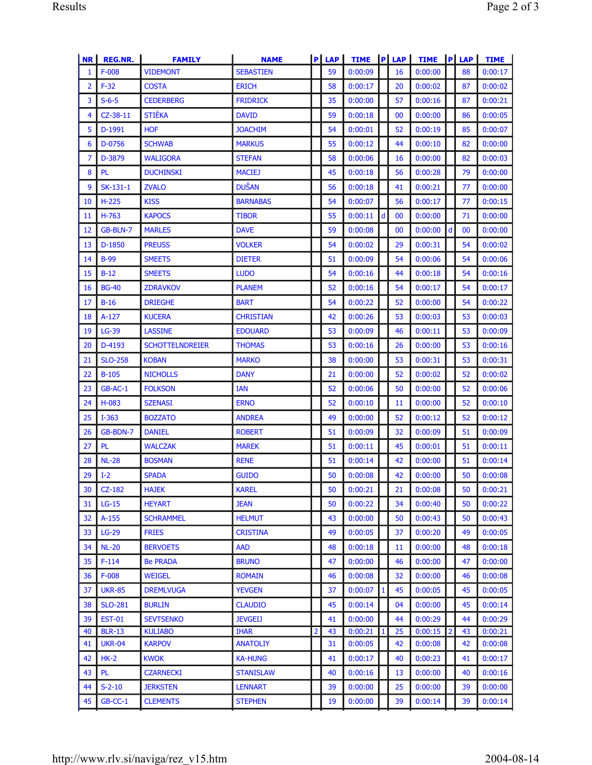| NR | REG.NR. | FAMILY | NAME | P | LAP | TIME | P | LAP | TIME | P | LAP | TIME |
|---|---|---|---|---|---|---|---|---|---|---|---|---|
| 1 | F-008 | VIDEMONT | SEBASTIEN | | 59 | 0:00:09 | | 16 | 0:00:00 | | 88 | 0:00:17 |
| 2 | F-32 | COSTA | ERICH | | 58 | 0:00:17 | | 20 | 0:00:02 | | 87 | 0:00:02 |
| 3 | S-6-5 | CEDERBERG | FRIDRICK | | 35 | 0:00:00 | | 57 | 0:00:16 | | 87 | 0:00:21 |
| 4 | CZ-38-11 | STIÈKA | DAVID | | 59 | 0:00:18 | | 00 | 0:00:00 | | 86 | 0:00:05 |
| 5 | D-1991 | HOF | JOACHIM | | 54 | 0:00:01 | | 52 | 0:00:19 | | 85 | 0:00:07 |
| 6 | D-0756 | SCHWAB | MARKUS | | 55 | 0:00:12 | | 44 | 0:00:10 | | 82 | 0:00:00 |
| 7 | D-3879 | WALIGORA | STEFAN | | 58 | 0:00:06 | | 16 | 0:00:00 | | 82 | 0:00:03 |
| 8 | PL | DUCHINSKI | MACIEJ | | 45 | 0:00:18 | | 56 | 0:00:28 | | 79 | 0:00:00 |
| 9 | SK-131-1 | ZVALO | DUŠAN | | 56 | 0:00:18 | | 41 | 0:00:21 | | 77 | 0:00:00 |
| 10 | H-225 | KISS | BARNABAS | | 54 | 0:00:07 | | 56 | 0:00:17 | | 77 | 0:00:15 |
| 11 | H-763 | KAPOCS | TIBOR | | 55 | 0:00:11 | d | 00 | 0:00:00 | | 71 | 0:00:00 |
| 12 | GB-BLN-7 | MARLES | DAVE | | 59 | 0:00:08 | | 00 | 0:00:00 | d | 00 | 0:00:00 |
| 13 | D-1850 | PREUSS | VOLKER | | 54 | 0:00:02 | | 29 | 0:00:31 | | 54 | 0:00:02 |
| 14 | B-99 | SMEETS | DIETER | | 51 | 0:00:09 | | 54 | 0:00:06 | | 54 | 0:00:06 |
| 15 | B-12 | SMEETS | LUDO | | 54 | 0:00:16 | | 44 | 0:00:18 | | 54 | 0:00:16 |
| 16 | BG-40 | ZDRAVKOV | PLANEM | | 52 | 0:00:16 | | 54 | 0:00:17 | | 54 | 0:00:17 |
| 17 | B-16 | DRIEGHE | BART | | 54 | 0:00:22 | | 52 | 0:00:00 | | 54 | 0:00:22 |
| 18 | A-127 | KUCERA | CHRISTIAN | | 42 | 0:00:26 | | 53 | 0:00:03 | | 53 | 0:00:03 |
| 19 | LG-39 | LASSINE | EDOUARD | | 53 | 0:00:09 | | 46 | 0:00:11 | | 53 | 0:00:09 |
| 20 | D-4193 | SCHOTTELNDREIER | THOMAS | | 53 | 0:00:16 | | 26 | 0:00:00 | | 53 | 0:00:16 |
| 21 | SLO-258 | KOBAN | MARKO | | 38 | 0:00:00 | | 53 | 0:00:31 | | 53 | 0:00:31 |
| 22 | B-105 | NICHOLLS | DANY | | 21 | 0:00:00 | | 52 | 0:00:02 | | 52 | 0:00:02 |
| 23 | GB-AC-1 | FOLKSON | IAN | | 52 | 0:00:06 | | 50 | 0:00:00 | | 52 | 0:00:06 |
| 24 | H-083 | SZENASI | ERNO | | 52 | 0:00:10 | | 11 | 0:00:00 | | 52 | 0:00:10 |
| 25 | I-363 | BOZZATO | ANDREA | | 49 | 0:00:00 | | 52 | 0:00:12 | | 52 | 0:00:12 |
| 26 | GB-BDN-7 | DANIEL | ROBERT | | 51 | 0:00:09 | | 32 | 0:00:09 | | 51 | 0:00:09 |
| 27 | PL | WALCZAK | MAREK | | 51 | 0:00:11 | | 45 | 0:00:01 | | 51 | 0:00:11 |
| 28 | NL-28 | BOSMAN | RENE | | 51 | 0:00:14 | | 42 | 0:00:00 | | 51 | 0:00:14 |
| 29 | I-2 | SPADA | GUIDO | | 50 | 0:00:08 | | 42 | 0:00:00 | | 50 | 0:00:08 |
| 30 | CZ-182 | HAJEK | KAREL | | 50 | 0:00:21 | | 21 | 0:00:08 | | 50 | 0:00:21 |
| 31 | LG-15 | HEYART | JEAN | | 50 | 0:00:22 | | 34 | 0:00:40 | | 50 | 0:00:22 |
| 32 | A-155 | SCHRAMMEL | HELMUT | | 43 | 0:00:00 | | 50 | 0:00:43 | | 50 | 0:00:43 |
| 33 | LG-29 | FRIES | CRISTINA | | 49 | 0:00:05 | | 37 | 0:00:20 | | 49 | 0:00:05 |
| 34 | NL-20 | BERVOETS | AAD | | 48 | 0:00:18 | | 11 | 0:00:00 | | 48 | 0:00:18 |
| 35 | F-114 | Be PRADA | BRUNO | | 47 | 0:00:00 | | 46 | 0:00:00 | | 47 | 0:00:00 |
| 36 | F-008 | WEIGEL | ROMAIN | | 46 | 0:00:08 | | 32 | 0:00:00 | | 46 | 0:00:08 |
| 37 | UKR-85 | DREMLVUGA | YEVGEN | | 37 | 0:00:07 | 1 | 45 | 0:00:05 | | 45 | 0:00:05 |
| 38 | SLO-281 | BURLIN | CLAUDIO | | 45 | 0:00:14 | | 04 | 0:00:00 | | 45 | 0:00:14 |
| 39 | EST-01 | SEVTSENKO | JEVGEIJ | | 41 | 0:00:00 | | 44 | 0:00:29 | | 44 | 0:00:29 |
| 40 | BLR-13 | KULIABO | IHAR | 2 | 43 | 0:00:21 | 1 | 25 | 0:00:15 | 2 | 43 | 0:00:21 |
| 41 | UKR-04 | KARPOV | ANATOLIY | | 31 | 0:00:05 | | 42 | 0:00:08 | | 42 | 0:00:08 |
| 42 | HK-2 | KWOK | KA-HUNG | | 41 | 0:00:17 | | 40 | 0:00:23 | | 41 | 0:00:17 |
| 43 | PL | CZARNECKI | STANISLAW | | 40 | 0:00:16 | | 13 | 0:00:00 | | 40 | 0:00:16 |
| 44 | S-2-10 | JERKSTEN | LENNART | | 39 | 0:00:00 | | 25 | 0:00:00 | | 39 | 0:00:00 |
| 45 | GB-CC-1 | CLEMENTS | STEPHEN | | 19 | 0:00:00 | | 39 | 0:00:14 | | 39 | 0:00:14 |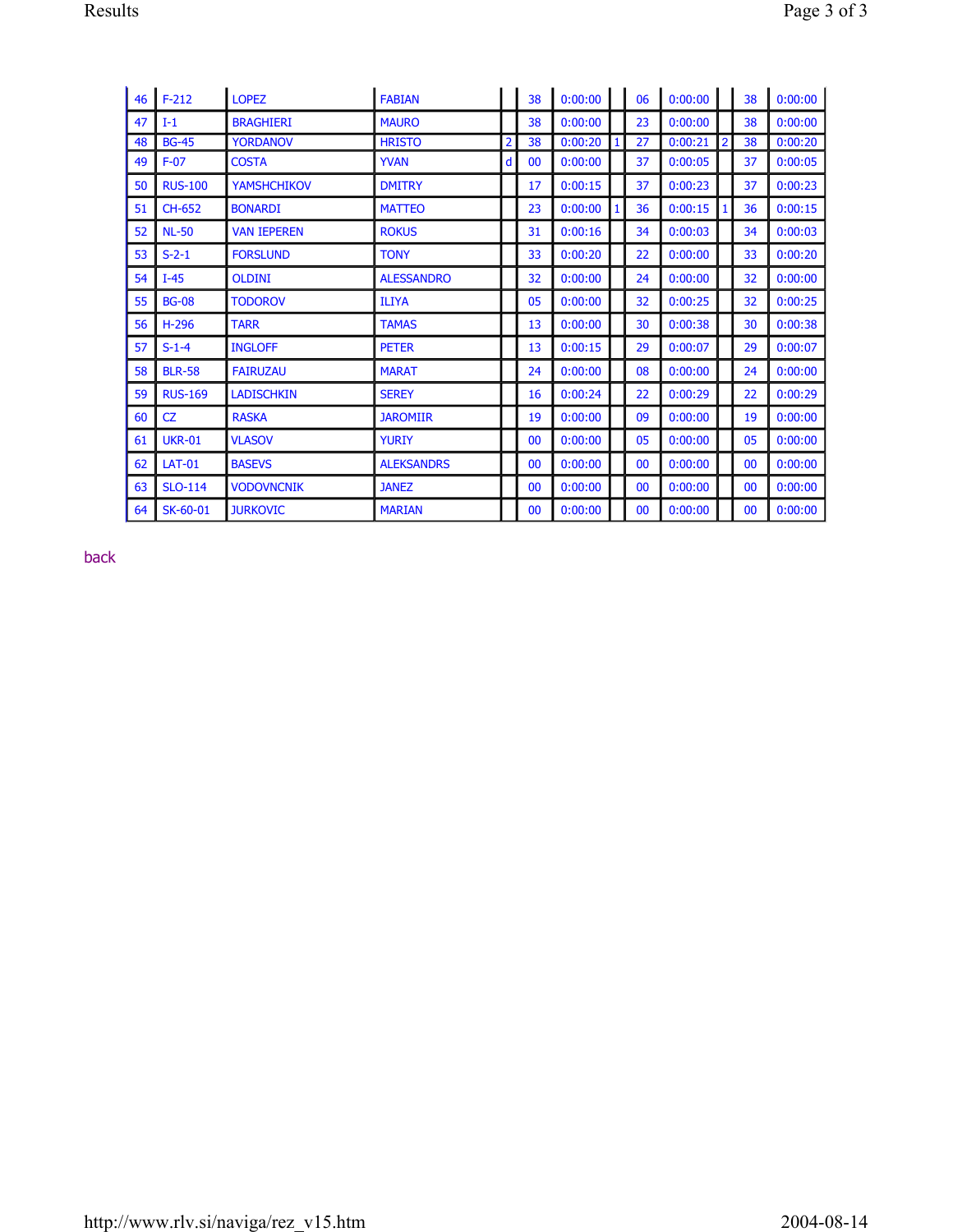| | | | | | | | | | | | | |
|---|---|---|---|---|---|---|---|---|---|---|---|---|
| 46 | F-212 | LOPEZ | FABIAN | | 38 | 0:00:00 | | 06 | 0:00:00 | | 38 | 0:00:00 |
| 47 | I-1 | BRAGHIERI | MAURO | | 38 | 0:00:00 | | 23 | 0:00:00 | | 38 | 0:00:00 |
| 48 | BG-45 | YORDANOV | HRISTO | 2 | 38 | 0:00:20 | 1 | 27 | 0:00:21 | 2 | 38 | 0:00:20 |
| 49 | F-07 | COSTA | YVAN | d | 00 | 0:00:00 | | 37 | 0:00:05 | | 37 | 0:00:05 |
| 50 | RUS-100 | YAMSHCHIKOV | DMITRY | | 17 | 0:00:15 | | 37 | 0:00:23 | | 37 | 0:00:23 |
| 51 | CH-652 | BONARDI | MATTEO | | 23 | 0:00:00 | 1 | 36 | 0:00:15 | 1 | 36 | 0:00:15 |
| 52 | NL-50 | VAN IEPEREN | ROKUS | | 31 | 0:00:16 | | 34 | 0:00:03 | | 34 | 0:00:03 |
| 53 | S-2-1 | FORSLUND | TONY | | 33 | 0:00:20 | | 22 | 0:00:00 | | 33 | 0:00:20 |
| 54 | I-45 | OLDINI | ALESSANDRO | | 32 | 0:00:00 | | 24 | 0:00:00 | | 32 | 0:00:00 |
| 55 | BG-08 | TODOROV | ILIYA | | 05 | 0:00:00 | | 32 | 0:00:25 | | 32 | 0:00:25 |
| 56 | H-296 | TARR | TAMAS | | 13 | 0:00:00 | | 30 | 0:00:38 | | 30 | 0:00:38 |
| 57 | S-1-4 | INGLOFF | PETER | | 13 | 0:00:15 | | 29 | 0:00:07 | | 29 | 0:00:07 |
| 58 | BLR-58 | FAIRUZAU | MARAT | | 24 | 0:00:00 | | 08 | 0:00:00 | | 24 | 0:00:00 |
| 59 | RUS-169 | LADISCHKIN | SEREY | | 16 | 0:00:24 | | 22 | 0:00:29 | | 22 | 0:00:29 |
| 60 | CZ | RASKA | JAROMIIR | | 19 | 0:00:00 | | 09 | 0:00:00 | | 19 | 0:00:00 |
| 61 | UKR-01 | VLASOV | YURIY | | 00 | 0:00:00 | | 05 | 0:00:00 | | 05 | 0:00:00 |
| 62 | LAT-01 | BASEVS | ALEKSANDRS | | 00 | 0:00:00 | | 00 | 0:00:00 | | 00 | 0:00:00 |
| 63 | SLO-114 | VODOVNCNIK | JANEZ | | 00 | 0:00:00 | | 00 | 0:00:00 | | 00 | 0:00:00 |
| 64 | SK-60-01 | JURKOVIC | MARIAN | | 00 | 0:00:00 | | 00 | 0:00:00 | | 00 | 0:00:00 |

back